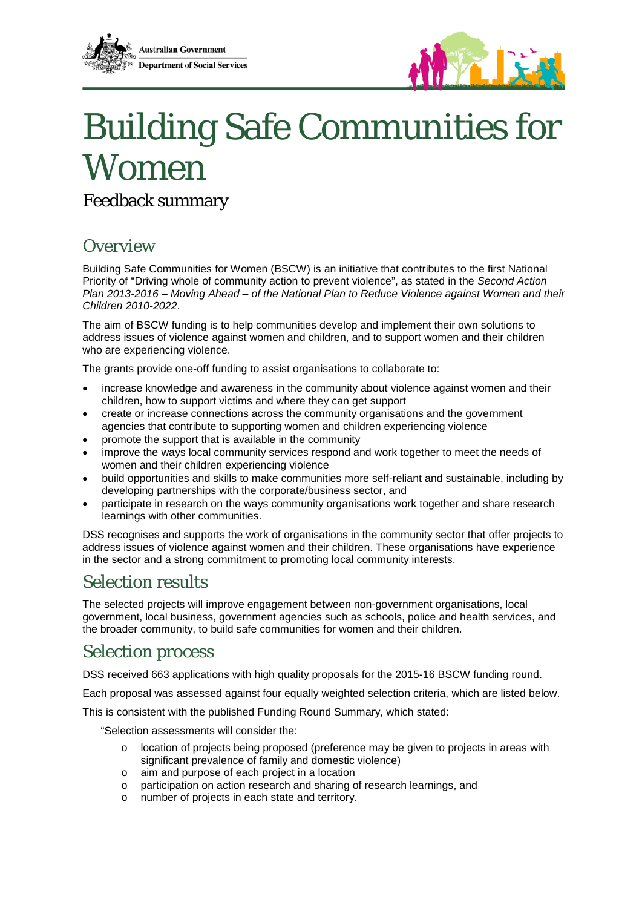Australian Government
Department of Social Services

# Building Safe Communities for Women

## Feedback summary

## Overview

Building Safe Communities for Women (BSCW) is an initiative that contributes to the first National Priority of "Driving whole of community action to prevent violence", as stated in the *Second Action Plan 2013-2016 – Moving Ahead – of the National Plan to Reduce Violence against Women and their Children 2010-2022*.

The aim of BSCW funding is to help communities develop and implement their own solutions to address issues of violence against women and children, and to support women and their children who are experiencing violence.

The grants provide one-off funding to assist organisations to collaborate to:

- increase knowledge and awareness in the community about violence against women and their children, how to support victims and where they can get support
- create or increase connections across the community organisations and the government agencies that contribute to supporting women and children experiencing violence
- promote the support that is available in the community
- improve the ways local community services respond and work together to meet the needs of women and their children experiencing violence
- build opportunities and skills to make communities more self-reliant and sustainable, including by developing partnerships with the corporate/business sector, and
- participate in research on the ways community organisations work together and share research learnings with other communities.

DSS recognises and supports the work of organisations in the community sector that offer projects to address issues of violence against women and their children. These organisations have experience in the sector and a strong commitment to promoting local community interests.

## Selection results

The selected projects will improve engagement between non-government organisations, local government, local business, government agencies such as schools, police and health services, and the broader community, to build safe communities for women and their children.

## Selection process

DSS received 663 applications with high quality proposals for the 2015-16 BSCW funding round.

Each proposal was assessed against four equally weighted selection criteria, which are listed below.

This is consistent with the published Funding Round Summary, which stated:

"Selection assessments will consider the:

- location of projects being proposed (preference may be given to projects in areas with significant prevalence of family and domestic violence)
- aim and purpose of each project in a location
- participation on action research and sharing of research learnings, and
- number of projects in each state and territory.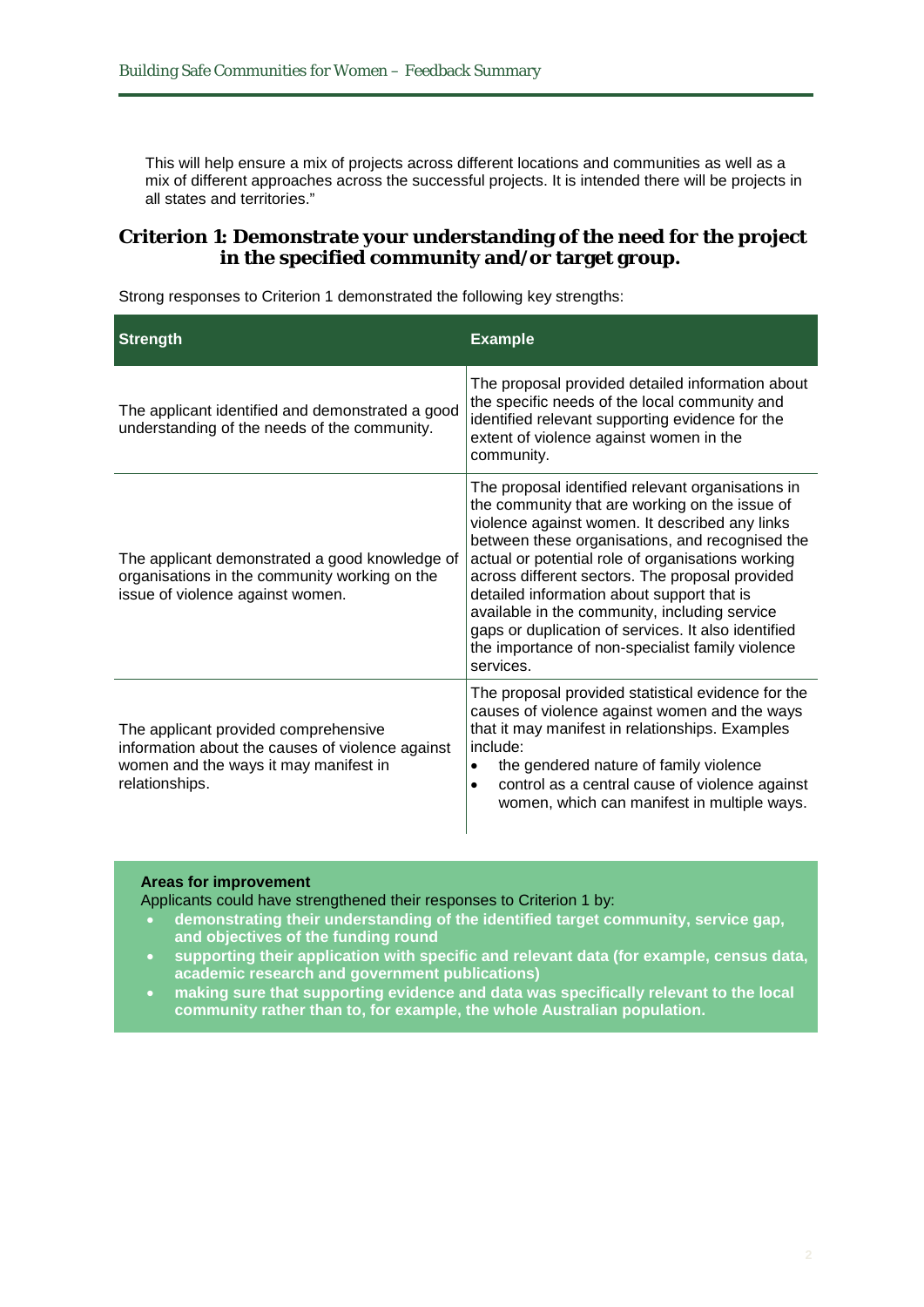This will help ensure a mix of projects across different locations and communities as well as a mix of different approaches across the successful projects. It is intended there will be projects in all states and territories."

## Criterion 1: Demonstrate your understanding of the need for the project in the specified community and/or target group.

Strong responses to Criterion 1 demonstrated the following key strengths:

| Strength | Example |
|---|---|
| The applicant identified and demonstrated a good understanding of the needs of the community. | The proposal provided detailed information about the specific needs of the local community and identified relevant supporting evidence for the extent of violence against women in the community. |
| The applicant demonstrated a good knowledge of organisations in the community working on the issue of violence against women. | The proposal identified relevant organisations in the community that are working on the issue of violence against women. It described any links between these organisations, and recognised the actual or potential role of organisations working across different sectors. The proposal provided detailed information about support that is available in the community, including service gaps or duplication of services. It also identified the importance of non-specialist family violence services. |
| The applicant provided comprehensive information about the causes of violence against women and the ways it may manifest in relationships. | The proposal provided statistical evidence for the causes of violence against women and the ways that it may manifest in relationships. Examples include:<br>• the gendered nature of family violence<br>• control as a central cause of violence against women, which can manifest in multiple ways. |

**Areas for improvement**

Applicants could have strengthened their responses to Criterion 1 by:

- **demonstrating their understanding of the identified target community, service gap, and objectives of the funding round**
- **supporting their application with specific and relevant data (for example, census data, academic research and government publications)**
- **making sure that supporting evidence and data was specifically relevant to the local community rather than to, for example, the whole Australian population.**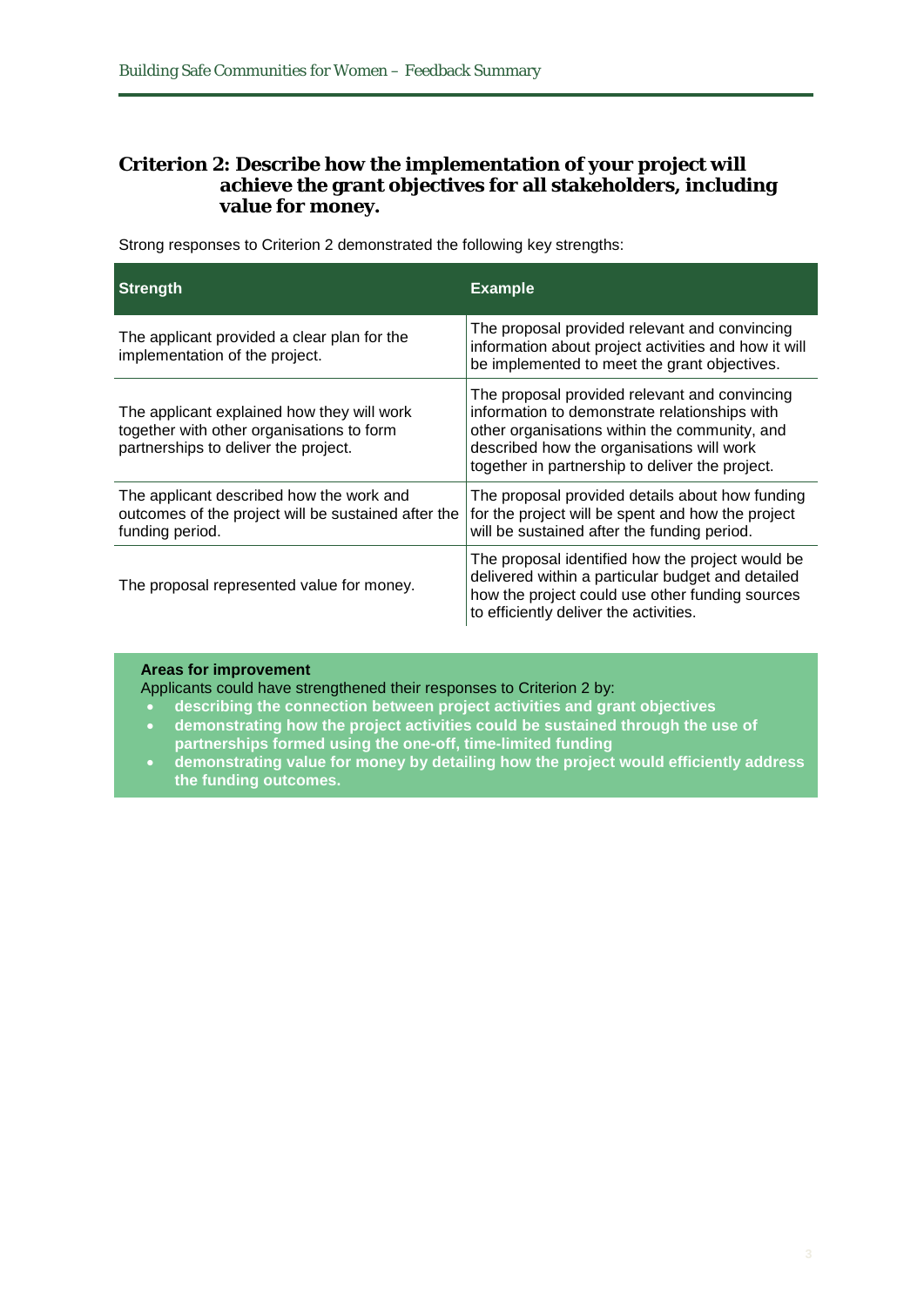## Criterion 2: Describe how the implementation of your project will achieve the grant objectives for all stakeholders, including value for money.

Strong responses to Criterion 2 demonstrated the following key strengths:

| Strength | Example |
|---|---|
| The applicant provided a clear plan for the implementation of the project. | The proposal provided relevant and convincing information about project activities and how it will be implemented to meet the grant objectives. |
| The applicant explained how they will work together with other organisations to form partnerships to deliver the project. | The proposal provided relevant and convincing information to demonstrate relationships with other organisations within the community, and described how the organisations will work together in partnership to deliver the project. |
| The applicant described how the work and outcomes of the project will be sustained after the funding period. | The proposal provided details about how funding for the project will be spent and how the project will be sustained after the funding period. |
| The proposal represented value for money. | The proposal identified how the project would be delivered within a particular budget and detailed how the project could use other funding sources to efficiently deliver the activities. |

**Areas for improvement**

Applicants could have strengthened their responses to Criterion 2 by:

- **describing the connection between project activities and grant objectives**
- **demonstrating how the project activities could be sustained through the use of partnerships formed using the one-off, time-limited funding**
- **demonstrating value for money by detailing how the project would efficiently address the funding outcomes.**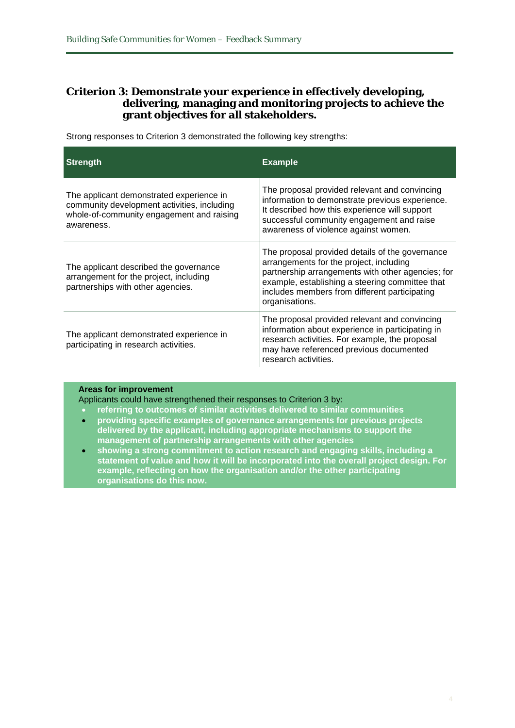## Criterion 3: Demonstrate your experience in effectively developing, delivering, managing and monitoring projects to achieve the grant objectives for all stakeholders.

Strong responses to Criterion 3 demonstrated the following key strengths:

| Strength | Example |
|---|---|
| The applicant demonstrated experience in community development activities, including whole-of-community engagement and raising awareness. | The proposal provided relevant and convincing information to demonstrate previous experience. It described how this experience will support successful community engagement and raise awareness of violence against women. |
| The applicant described the governance arrangement for the project, including partnerships with other agencies. | The proposal provided details of the governance arrangements for the project, including partnership arrangements with other agencies; for example, establishing a steering committee that includes members from different participating organisations. |
| The applicant demonstrated experience in participating in research activities. | The proposal provided relevant and convincing information about experience in participating in research activities. For example, the proposal may have referenced previous documented research activities. |

**Areas for improvement**

Applicants could have strengthened their responses to Criterion 3 by:

- **referring to outcomes of similar activities delivered to similar communities**
- **providing specific examples of governance arrangements for previous projects delivered by the applicant, including appropriate mechanisms to support the management of partnership arrangements with other agencies**
- **showing a strong commitment to action research and engaging skills, including a statement of value and how it will be incorporated into the overall project design. For example, reflecting on how the organisation and/or the other participating organisations do this now.**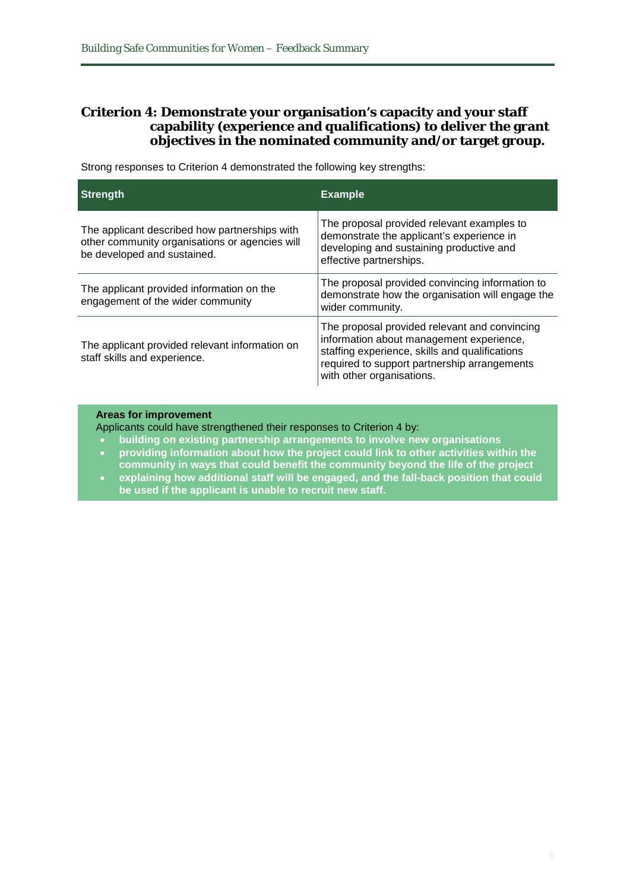## Criterion 4: Demonstrate your organisation's capacity and your staff capability (experience and qualifications) to deliver the grant objectives in the nominated community and/or target group.

Strong responses to Criterion 4 demonstrated the following key strengths:

| Strength | Example |
|---|---|
| The applicant described how partnerships with other community organisations or agencies will be developed and sustained. | The proposal provided relevant examples to demonstrate the applicant's experience in developing and sustaining productive and effective partnerships. |
| The applicant provided information on the engagement of the wider community | The proposal provided convincing information to demonstrate how the organisation will engage the wider community. |
| The applicant provided relevant information on staff skills and experience. | The proposal provided relevant and convincing information about management experience, staffing experience, skills and qualifications required to support partnership arrangements with other organisations. |

**Areas for improvement**

Applicants could have strengthened their responses to Criterion 4 by:

- **building on existing partnership arrangements to involve new organisations**
- **providing information about how the project could link to other activities within the community in ways that could benefit the community beyond the life of the project**
- **explaining how additional staff will be engaged, and the fall-back position that could be used if the applicant is unable to recruit new staff.**